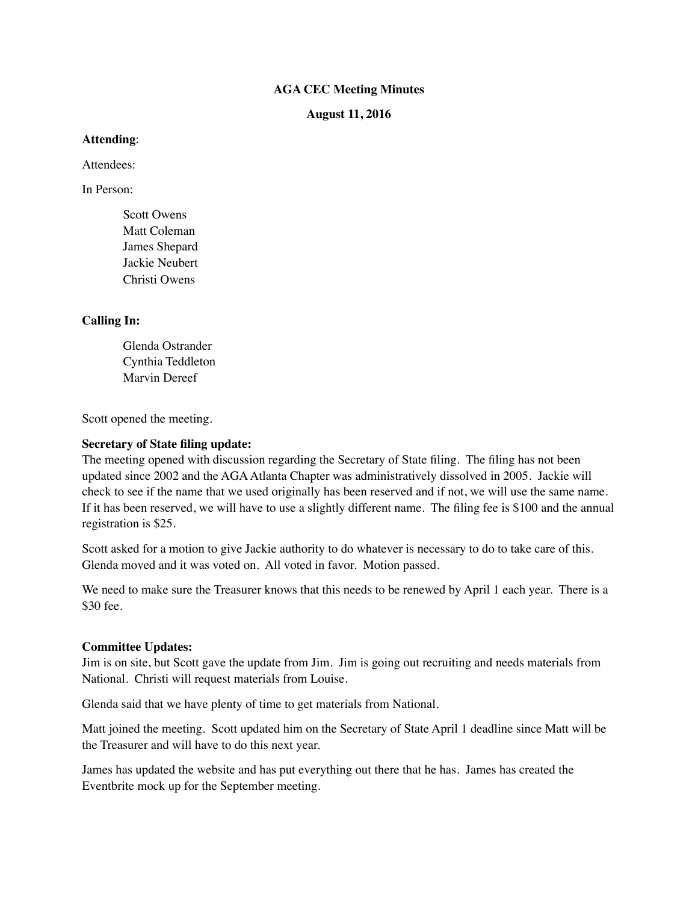**AGA CEC Meeting Minutes**

**August 11, 2016**

**Attending**:

Attendees:

In Person:

Scott Owens
Matt Coleman
James Shepard
Jackie Neubert
Christi Owens

**Calling In:**

Glenda Ostrander
Cynthia Teddleton
Marvin Dereef

Scott opened the meeting.

**Secretary of State filing update:**

The meeting opened with discussion regarding the Secretary of State filing. The filing has not been updated since 2002 and the AGA Atlanta Chapter was administratively dissolved in 2005. Jackie will check to see if the name that we used originally has been reserved and if not, we will use the same name. If it has been reserved, we will have to use a slightly different name. The filing fee is $100 and the annual registration is $25.

Scott asked for a motion to give Jackie authority to do whatever is necessary to do to take care of this. Glenda moved and it was voted on. All voted in favor. Motion passed.

We need to make sure the Treasurer knows that this needs to be renewed by April 1 each year. There is a $30 fee.

**Committee Updates:**

Jim is on site, but Scott gave the update from Jim. Jim is going out recruiting and needs materials from National. Christi will request materials from Louise.

Glenda said that we have plenty of time to get materials from National.

Matt joined the meeting. Scott updated him on the Secretary of State April 1 deadline since Matt will be the Treasurer and will have to do this next year.

James has updated the website and has put everything out there that he has. James has created the Eventbrite mock up for the September meeting.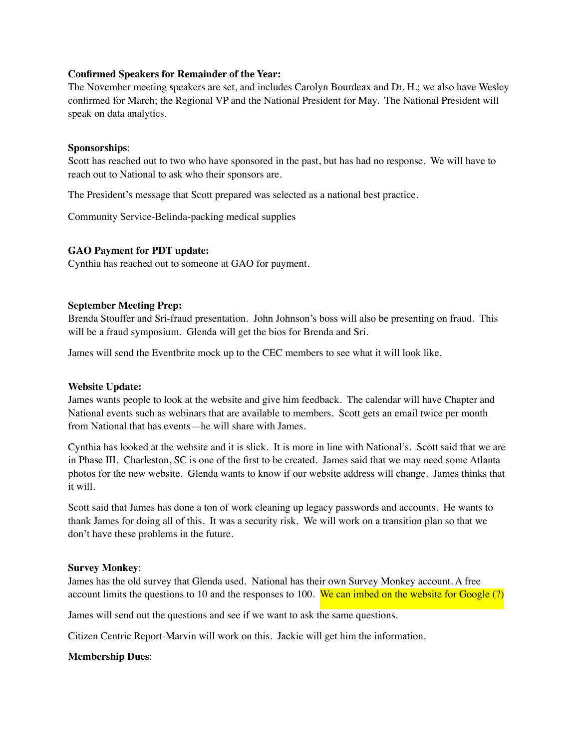**Confirmed Speakers for Remainder of the Year:**
The November meeting speakers are set, and includes Carolyn Bourdeax and Dr. H.; we also have Wesley confirmed for March; the Regional VP and the National President for May. The National President will speak on data analytics.

**Sponsorships**:
Scott has reached out to two who have sponsored in the past, but has had no response. We will have to reach out to National to ask who their sponsors are.

The President's message that Scott prepared was selected as a national best practice.

Community Service-Belinda-packing medical supplies

**GAO Payment for PDT update:**
Cynthia has reached out to someone at GAO for payment.

**September Meeting Prep:**
Brenda Stouffer and Sri-fraud presentation. John Johnson's boss will also be presenting on fraud. This will be a fraud symposium. Glenda will get the bios for Brenda and Sri.

James will send the Eventbrite mock up to the CEC members to see what it will look like.

**Website Update:**
James wants people to look at the website and give him feedback. The calendar will have Chapter and National events such as webinars that are available to members. Scott gets an email twice per month from National that has events—he will share with James.

Cynthia has looked at the website and it is slick. It is more in line with National's. Scott said that we are in Phase III. Charleston, SC is one of the first to be created. James said that we may need some Atlanta photos for the new website. Glenda wants to know if our website address will change. James thinks that it will.

Scott said that James has done a ton of work cleaning up legacy passwords and accounts. He wants to thank James for doing all of this. It was a security risk. We will work on a transition plan so that we don't have these problems in the future.

**Survey Monkey**:
James has the old survey that Glenda used. National has their own Survey Monkey account. A free account limits the questions to 10 and the responses to 100. We can imbed on the website for Google (?)

James will send out the questions and see if we want to ask the same questions.

Citizen Centric Report-Marvin will work on this. Jackie will get him the information.

**Membership Dues**: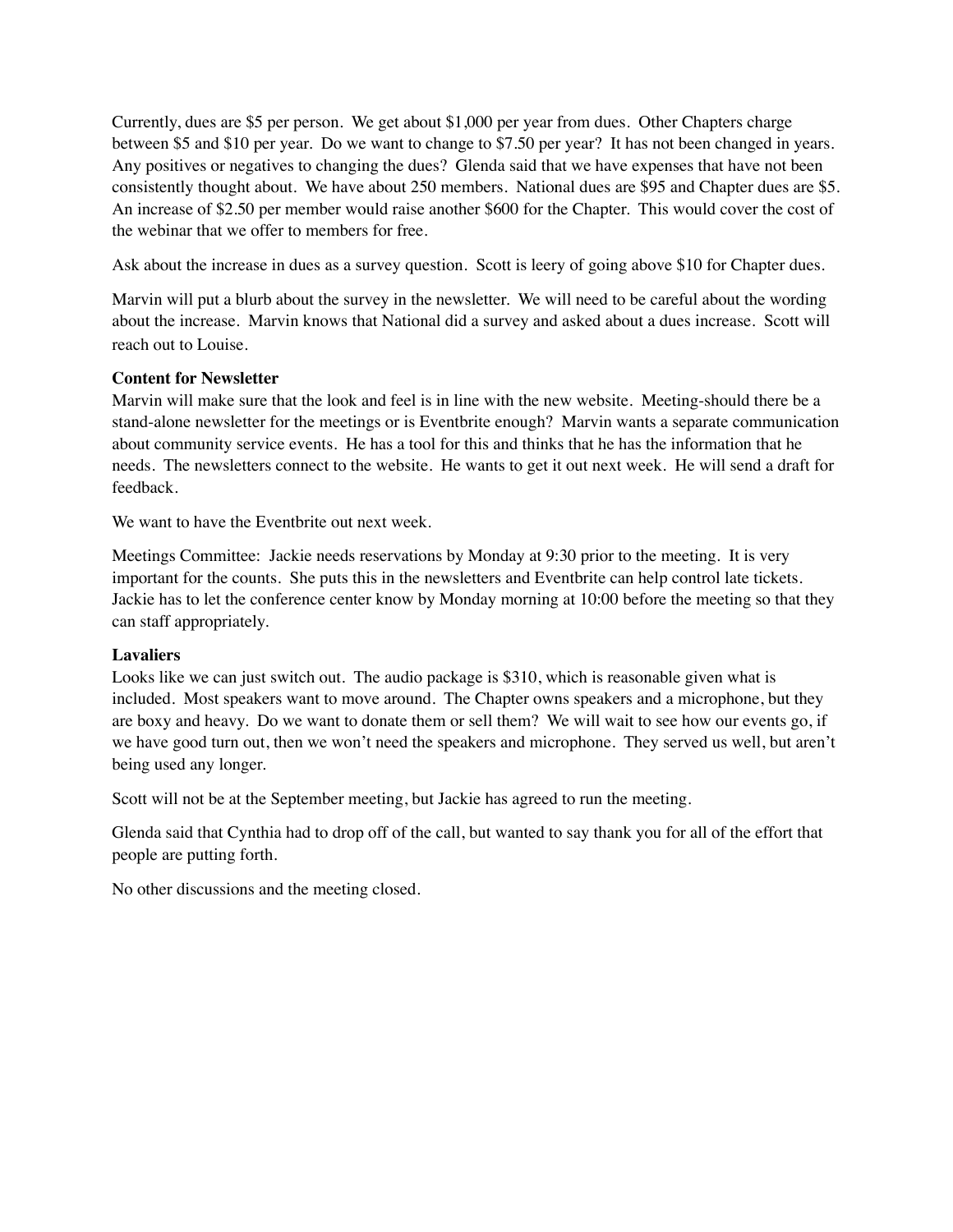Currently, dues are $5 per person. We get about $1,000 per year from dues. Other Chapters charge between $5 and $10 per year. Do we want to change to $7.50 per year? It has not been changed in years. Any positives or negatives to changing the dues? Glenda said that we have expenses that have not been consistently thought about. We have about 250 members. National dues are $95 and Chapter dues are $5. An increase of $2.50 per member would raise another $600 for the Chapter. This would cover the cost of the webinar that we offer to members for free.

Ask about the increase in dues as a survey question. Scott is leery of going above $10 for Chapter dues.

Marvin will put a blurb about the survey in the newsletter. We will need to be careful about the wording about the increase. Marvin knows that National did a survey and asked about a dues increase. Scott will reach out to Louise.

**Content for Newsletter**

Marvin will make sure that the look and feel is in line with the new website. Meeting-should there be a stand-alone newsletter for the meetings or is Eventbrite enough? Marvin wants a separate communication about community service events. He has a tool for this and thinks that he has the information that he needs. The newsletters connect to the website. He wants to get it out next week. He will send a draft for feedback.

We want to have the Eventbrite out next week.

Meetings Committee: Jackie needs reservations by Monday at 9:30 prior to the meeting. It is very important for the counts. She puts this in the newsletters and Eventbrite can help control late tickets. Jackie has to let the conference center know by Monday morning at 10:00 before the meeting so that they can staff appropriately.

**Lavaliers**

Looks like we can just switch out. The audio package is $310, which is reasonable given what is included. Most speakers want to move around. The Chapter owns speakers and a microphone, but they are boxy and heavy. Do we want to donate them or sell them? We will wait to see how our events go, if we have good turn out, then we won't need the speakers and microphone. They served us well, but aren't being used any longer.

Scott will not be at the September meeting, but Jackie has agreed to run the meeting.

Glenda said that Cynthia had to drop off of the call, but wanted to say thank you for all of the effort that people are putting forth.

No other discussions and the meeting closed.